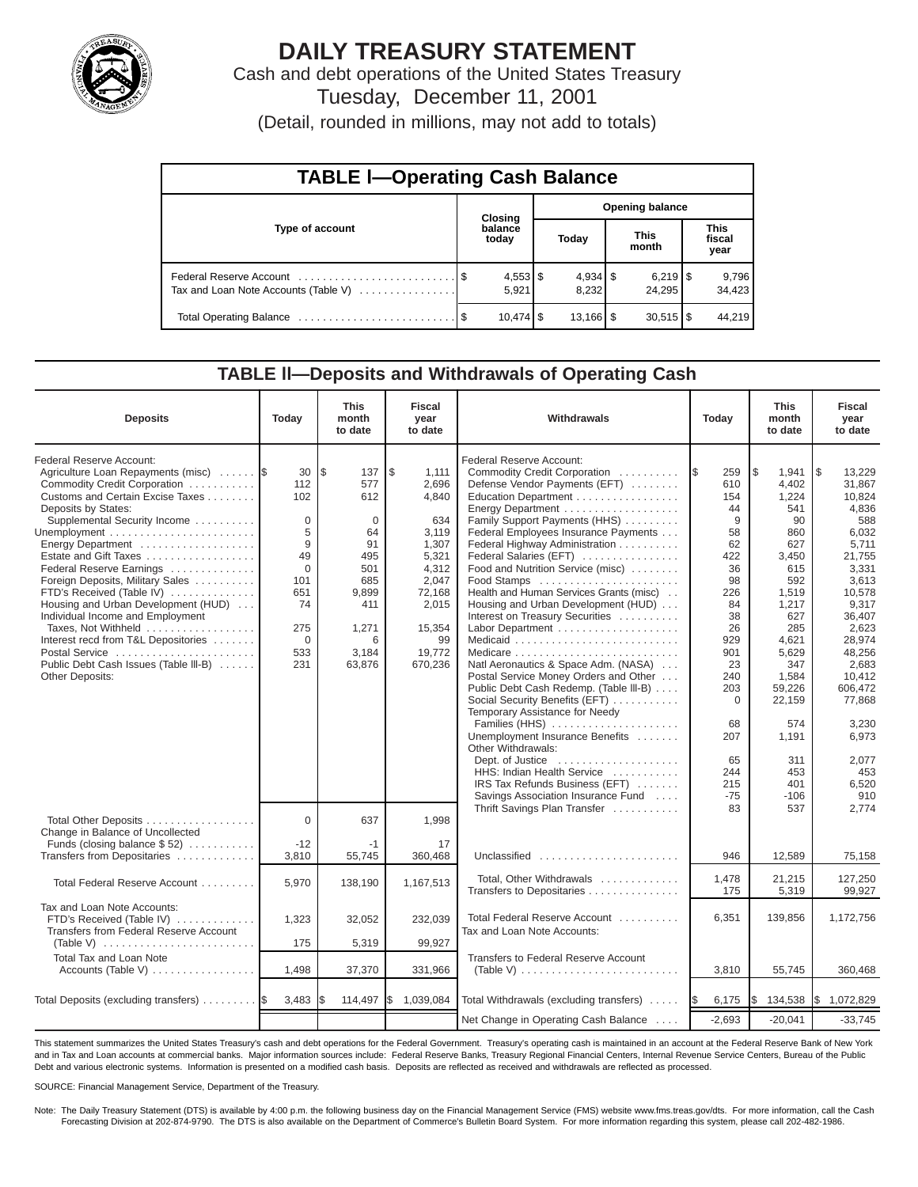# DAILY TREASURY STATEMENT

Cash and debt operations of the United States Treasury

Tuesday, December 11, 2001

(Detail, rounded in millions, may not add to totals)

## TABLE I—Operating Cash Balance

| Type of account | Closing balance today | Opening balance Today | Opening balance This month | Opening balance This fiscal year |
|---|---|---|---|---|
| Federal Reserve Account | $ 4,553 | $ 4,934 | $ 6,219 | $ 9,796 |
| Tax and Loan Note Accounts (Table V) | 5,921 | 8,232 | 24,295 | 34,423 |
| Total Operating Balance | $ 10,474 | $ 13,166 | $ 30,515 | $ 44,219 |

## TABLE II—Deposits and Withdrawals of Operating Cash

| Deposits | Today | This month to date | Fiscal year to date |
|---|---|---|---|
| Federal Reserve Account: | | | |
| Agriculture Loan Repayments (misc) | $ 30 | $ 137 | $ 1,111 |
| Commodity Credit Corporation | 112 | 577 | 2,696 |
| Customs and Certain Excise Taxes | 102 | 612 | 4,840 |
| Deposits by States: | | | |
| Supplemental Security Income | 0 | 0 | 634 |
| Unemployment | 5 | 64 | 3,119 |
| Energy Department | 9 | 91 | 1,307 |
| Estate and Gift Taxes | 49 | 495 | 5,321 |
| Federal Reserve Earnings | 0 | 501 | 4,312 |
| Foreign Deposits, Military Sales | 101 | 685 | 2,047 |
| FTD's Received (Table IV) | 651 | 9,899 | 72,168 |
| Housing and Urban Development (HUD) | 74 | 411 | 2,015 |
| Individual Income and Employment Taxes, Not Withheld | 275 | 1,271 | 15,354 |
| Interest recd from T&L Depositories | 0 | 6 | 99 |
| Postal Service | 533 | 3,184 | 19,772 |
| Public Debt Cash Issues (Table III-B) | 231 | 63,876 | 670,236 |
| Other Deposits: | | | |
| Total Other Deposits | 0 | 637 | 1,998 |
| Change in Balance of Uncollected Funds (closing balance $ 52) | -12 | -1 | 17 |
| Transfers from Depositaries | 3,810 | 55,745 | 360,468 |
| Total Federal Reserve Account | 5,970 | 138,190 | 1,167,513 |
| Tax and Loan Note Accounts: | | | |
| FTD's Received (Table IV) | 1,323 | 32,052 | 232,039 |
| Transfers from Federal Reserve Account (Table V) | 175 | 5,319 | 99,927 |
| Total Tax and Loan Note Accounts (Table V) | 1,498 | 37,370 | 331,966 |
| Total Deposits (excluding transfers) | $ 3,483 | $ 114,497 | $ 1,039,084 |

| Withdrawals | Today | This month to date | Fiscal year to date |
|---|---|---|---|
| Federal Reserve Account: | | | |
| Commodity Credit Corporation | $ 259 | $ 1,941 | $ 13,229 |
| Defense Vendor Payments (EFT) | 610 | 4,402 | 31,867 |
| Education Department | 154 | 1,224 | 10,824 |
| Energy Department | 44 | 541 | 4,836 |
| Family Support Payments (HHS) | 9 | 90 | 588 |
| Federal Employees Insurance Payments | 58 | 860 | 6,032 |
| Federal Highway Administration | 62 | 627 | 5,711 |
| Federal Salaries (EFT) | 422 | 3,450 | 21,755 |
| Food and Nutrition Service (misc) | 36 | 615 | 3,331 |
| Food Stamps | 98 | 592 | 3,613 |
| Health and Human Services Grants (misc) | 226 | 1,519 | 10,578 |
| Housing and Urban Development (HUD) | 84 | 1,217 | 9,317 |
| Interest on Treasury Securities | 38 | 627 | 36,407 |
| Labor Department | 26 | 285 | 2,623 |
| Medicaid | 929 | 4,621 | 28,974 |
| Medicare | 901 | 5,629 | 48,256 |
| Natl Aeronautics & Space Adm. (NASA) | 23 | 347 | 2,683 |
| Postal Service Money Orders and Other | 240 | 1,584 | 10,412 |
| Public Debt Cash Redemp. (Table III-B) | 203 | 59,226 | 606,472 |
| Social Security Benefits (EFT) | 0 | 22,159 | 77,868 |
| Temporary Assistance for Needy Families (HHS) | 68 | 574 | 3,230 |
| Unemployment Insurance Benefits | 207 | 1,191 | 6,973 |
| Other Withdrawals: | | | |
| Dept. of Justice | 65 | 311 | 2,077 |
| HHS: Indian Health Service | 244 | 453 | 453 |
| IRS Tax Refunds Business (EFT) | 215 | 401 | 6,520 |
| Savings Association Insurance Fund | -75 | -106 | 910 |
| Thrift Savings Plan Transfer | 83 | 537 | 2,774 |
| Unclassified | 946 | 12,589 | 75,158 |
| Total, Other Withdrawals | 1,478 | 21,215 | 127,250 |
| Transfers to Depositaries | 175 | 5,319 | 99,927 |
| Total Federal Reserve Account | 6,351 | 139,856 | 1,172,756 |
| Tax and Loan Note Accounts: | | | |
| Transfers to Federal Reserve Account (Table V) | 3,810 | 55,745 | 360,468 |
| Total Withdrawals (excluding transfers) | $ 6,175 | $ 134,538 | $ 1,072,829 |
| Net Change in Operating Cash Balance | -2,693 | -20,041 | -33,745 |

This statement summarizes the United States Treasury's cash and debt operations for the Federal Government. Treasury's operating cash is maintained in an account at the Federal Reserve Bank of New York and in Tax and Loan accounts at commercial banks. Major information sources include: Federal Reserve Banks, Treasury Regional Financial Centers, Internal Revenue Service Centers, Bureau of the Public Debt and various electronic systems. Information is presented on a modified cash basis. Deposits are reflected as received and withdrawals are reflected as processed.

SOURCE: Financial Management Service, Department of the Treasury.

Note: The Daily Treasury Statement (DTS) is available by 4:00 p.m. the following business day on the Financial Management Service (FMS) website www.fms.treas.gov/dts. For more information, call the Cash Forecasting Division at 202-874-9790. The DTS is also available on the Department of Commerce's Bulletin Board System. For more information regarding this system, please call 202-482-1986.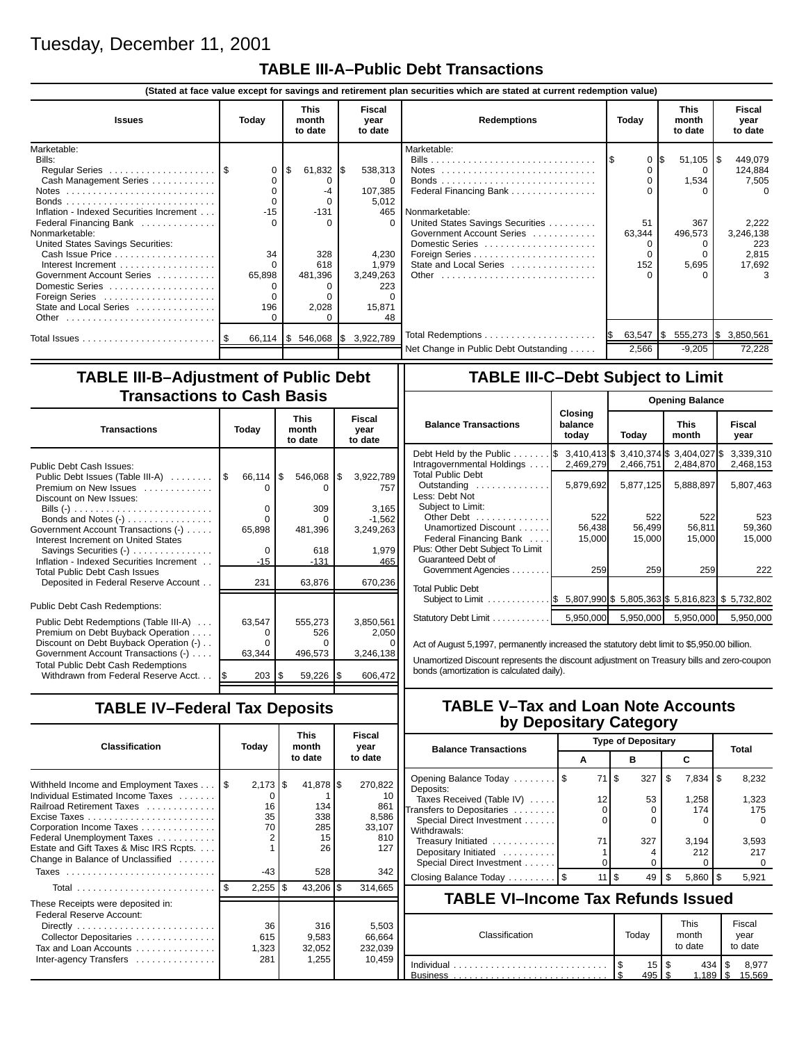Tuesday, December 11, 2001

## TABLE III-A–Public Debt Transactions

(Stated at face value except for savings and retirement plan securities which are stated at current redemption value)

| Issues | Today | This month to date | Fiscal year to date |
|---|---|---|---|
| Marketable: | | | |
| Bills: | | | |
| Regular Series | $ 0 | $ 61,832 | $ 538,313 |
| Cash Management Series | 0 | 0 | 0 |
| Notes | 0 | -4 | 107,385 |
| Bonds | 0 | 0 | 5,012 |
| Inflation - Indexed Securities Increment | -15 | -131 | 465 |
| Federal Financing Bank | 0 | 0 | 0 |
| Nonmarketable: | | | |
| United States Savings Securities: | | | |
| Cash Issue Price | 34 | 328 | 4,230 |
| Interest Increment | 0 | 618 | 1,979 |
| Government Account Series | 65,898 | 481,396 | 3,249,263 |
| Domestic Series | 0 | 0 | 223 |
| Foreign Series | 0 | 0 | 0 |
| State and Local Series | 196 | 2,028 | 15,871 |
| Other | 0 | 0 | 48 |
| Total Issues | $ 66,114 | $ 546,068 | $ 3,922,789 |

| Redemptions | Today | This month to date | Fiscal year to date |
|---|---|---|---|
| Marketable: | | | |
| Bills | $ 0 | $ 51,105 | $ 449,079 |
| Notes | 0 | 0 | 124,884 |
| Bonds | 0 | 1,534 | 7,505 |
| Federal Financing Bank | 0 | 0 | 0 |
| Nonmarketable: | | | |
| United States Savings Securities | 51 | 367 | 2,222 |
| Government Account Series | 63,344 | 496,573 | 3,246,138 |
| Domestic Series | 0 | 0 | 223 |
| Foreign Series | 0 | 0 | 2,815 |
| State and Local Series | 152 | 5,695 | 17,692 |
| Other | 0 | 0 | 3 |
| Total Redemptions | $ 63,547 | $ 555,273 | $ 3,850,561 |
| Net Change in Public Debt Outstanding | 2,566 | -9,205 | 72,228 |

## TABLE III-B–Adjustment of Public Debt Transactions to Cash Basis

| Transactions | Today | This month to date | Fiscal year to date |
|---|---|---|---|
| Public Debt Cash Issues: | | | |
| Public Debt Issues (Table III-A) | $ 66,114 | $ 546,068 | $ 3,922,789 |
| Premium on New Issues | 0 | 0 | 757 |
| Discount on New Issues: | | | |
| Bills (-) | 0 | 309 | 3,165 |
| Bonds and Notes (-) | 0 | 0 | -1,562 |
| Government Account Transactions (-) | 65,898 | 481,396 | 3,249,263 |
| Interest Increment on United States Savings Securities (-) | 0 | 618 | 1,979 |
| Inflation - Indexed Securities Increment | -15 | -131 | 465 |
| Total Public Debt Cash Issues Deposited in Federal Reserve Account | 231 | 63,876 | 670,236 |
| Public Debt Cash Redemptions: | | | |
| Public Debt Redemptions (Table III-A) | 63,547 | 555,273 | 3,850,561 |
| Premium on Debt Buyback Operation | 0 | 526 | 2,050 |
| Discount on Debt Buyback Operation (-) | 0 | 0 | 0 |
| Government Account Transactions (-) | 63,344 | 496,573 | 3,246,138 |
| Total Public Debt Cash Redemptions Withdrawn from Federal Reserve Acct. | $ 203 | $ 59,226 | $ 606,472 |

## TABLE III-C–Debt Subject to Limit

| Balance Transactions | Closing balance today | Opening Balance Today | Opening Balance This month | Opening Balance Fiscal year |
|---|---|---|---|---|
| Debt Held by the Public | $ 3,410,413 | $ 3,410,374 | $ 3,404,027 | $ 3,339,310 |
| Intragovernmental Holdings | 2,469,279 | 2,466,751 | 2,484,870 | 2,468,153 |
| Total Public Debt Outstanding | 5,879,692 | 5,877,125 | 5,888,897 | 5,807,463 |
| Less: Debt Not Subject to Limit: | | | | |
| Other Debt | 522 | 522 | 522 | 523 |
| Unamortized Discount | 56,438 | 56,499 | 56,811 | 59,360 |
| Federal Financing Bank | 15,000 | 15,000 | 15,000 | 15,000 |
| Plus: Other Debt Subject To Limit Guaranteed Debt of Government Agencies | 259 | 259 | 259 | 222 |
| Total Public Debt Subject to Limit | $ 5,807,990 | $ 5,805,363 | $ 5,816,823 | $ 5,732,802 |
| Statutory Debt Limit | 5,950,000 | 5,950,000 | 5,950,000 | 5,950,000 |

Act of August 5,1997, permanently increased the statutory debt limit to $5,950.00 billion.

Unamortized Discount represents the discount adjustment on Treasury bills and zero-coupon bonds (amortization is calculated daily).

## TABLE IV–Federal Tax Deposits

| Classification | Today | This month to date | Fiscal year to date |
|---|---|---|---|
| Withheld Income and Employment Taxes | $ 2,173 | $ 41,878 | $ 270,822 |
| Individual Estimated Income Taxes | 0 | 1 | 10 |
| Railroad Retirement Taxes | 16 | 134 | 861 |
| Excise Taxes | 35 | 338 | 8,586 |
| Corporation Income Taxes | 70 | 285 | 33,107 |
| Federal Unemployment Taxes | 2 | 15 | 810 |
| Estate and Gift Taxes & Misc IRS Rcpts. | 1 | 26 | 127 |
| Change in Balance of Unclassified Taxes | -43 | 528 | 342 |
| Total | $ 2,255 | $ 43,206 | $ 314,665 |
| These Receipts were deposited in: | | | |
| Federal Reserve Account: | | | |
| Directly | 36 | 316 | 5,503 |
| Collector Depositaries | 615 | 9,583 | 66,664 |
| Tax and Loan Accounts | 1,323 | 32,052 | 232,039 |
| Inter-agency Transfers | 281 | 1,255 | 10,459 |

## TABLE V–Tax and Loan Note Accounts by Depositary Category

| Balance Transactions | Type of Depositary A | B | C | Total |
|---|---|---|---|---|
| Opening Balance Today | $ 71 | $ 327 | $ 7,834 | $ 8,232 |
| Deposits: | | | | |
| Taxes Received (Table IV) | 12 | 53 | 1,258 | 1,323 |
| Transfers to Depositaries | 0 | 0 | 174 | 175 |
| Special Direct Investment | 0 | 0 | 0 | 0 |
| Withdrawals: | | | | |
| Treasury Initiated | 71 | 327 | 3,194 | 3,593 |
| Depositary Initiated | 1 | 4 | 212 | 217 |
| Special Direct Investment | 0 | 0 | 0 | 0 |
| Closing Balance Today | $ 11 | $ 49 | $ 5,860 | $ 5,921 |

## TABLE VI–Income Tax Refunds Issued

| Classification | Today | This month to date | Fiscal year to date |
|---|---|---|---|
| Individual | $ 15 | $ 434 | $ 8,977 |
| Business | $ 495 | $ 1,189 | $ 15,569 |